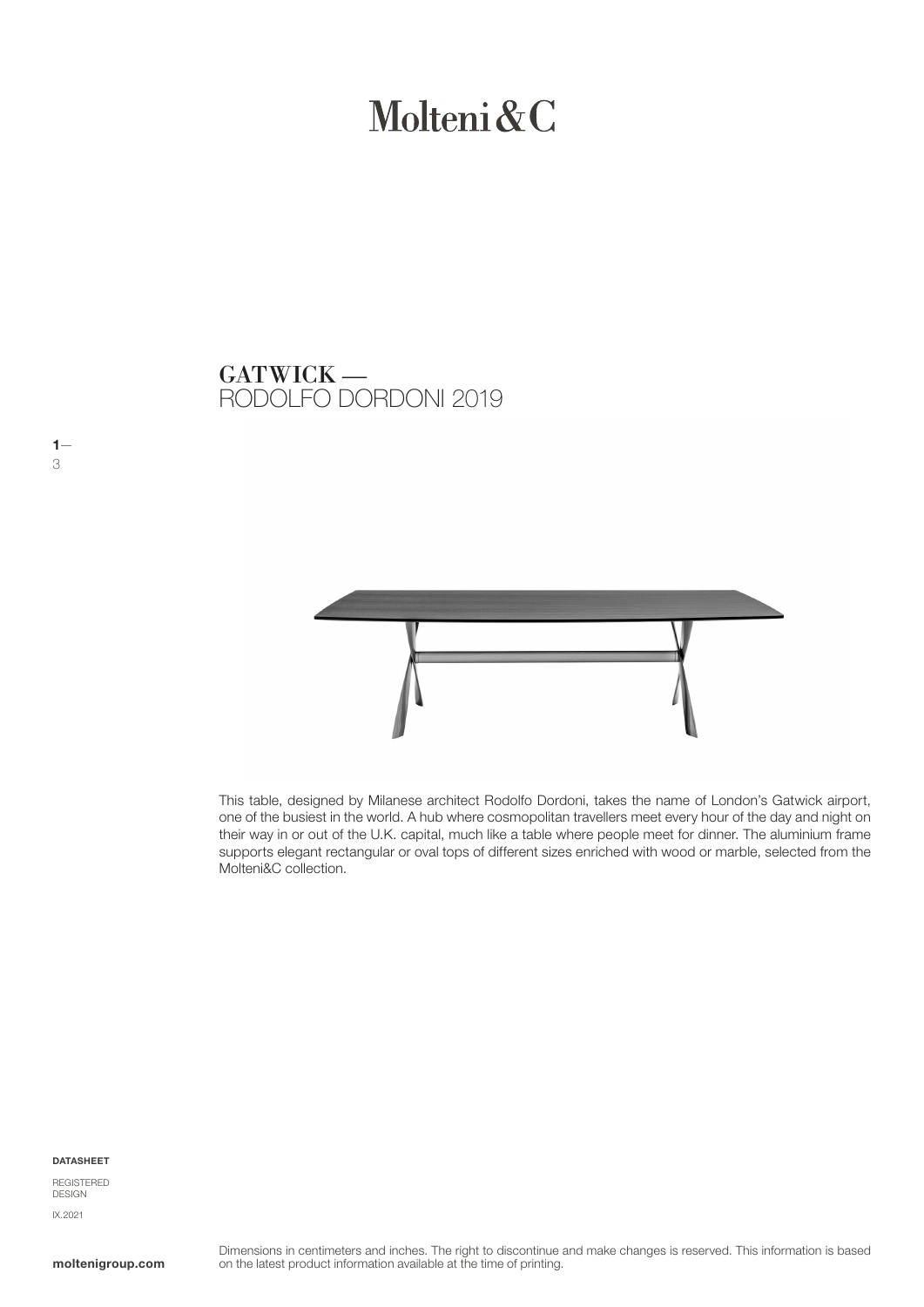# Molteni&C

## GATWICK — RODOLFO DORDONI 2019

This table, designed by Milanese architect Rodolfo Dordoni, takes the name of London's Gatwick airport, one of the busiest in the world. A hub where cosmopolitan travellers meet every hour of the day and night on their way in or out of the U.K. capital, much like a table where people meet for dinner. The aluminium frame supports elegant rectangular or oval tops of different sizes enriched with wood or marble, selected from the Molteni&C collection.

**DATASHEET**

REGISTERED DESIGN

IX.2021

**moltenigroup.com**

Dimensions in centimeters and inches. The right to discontinue and make changes is reserved. This information is based on the latest product information available at the time of printing.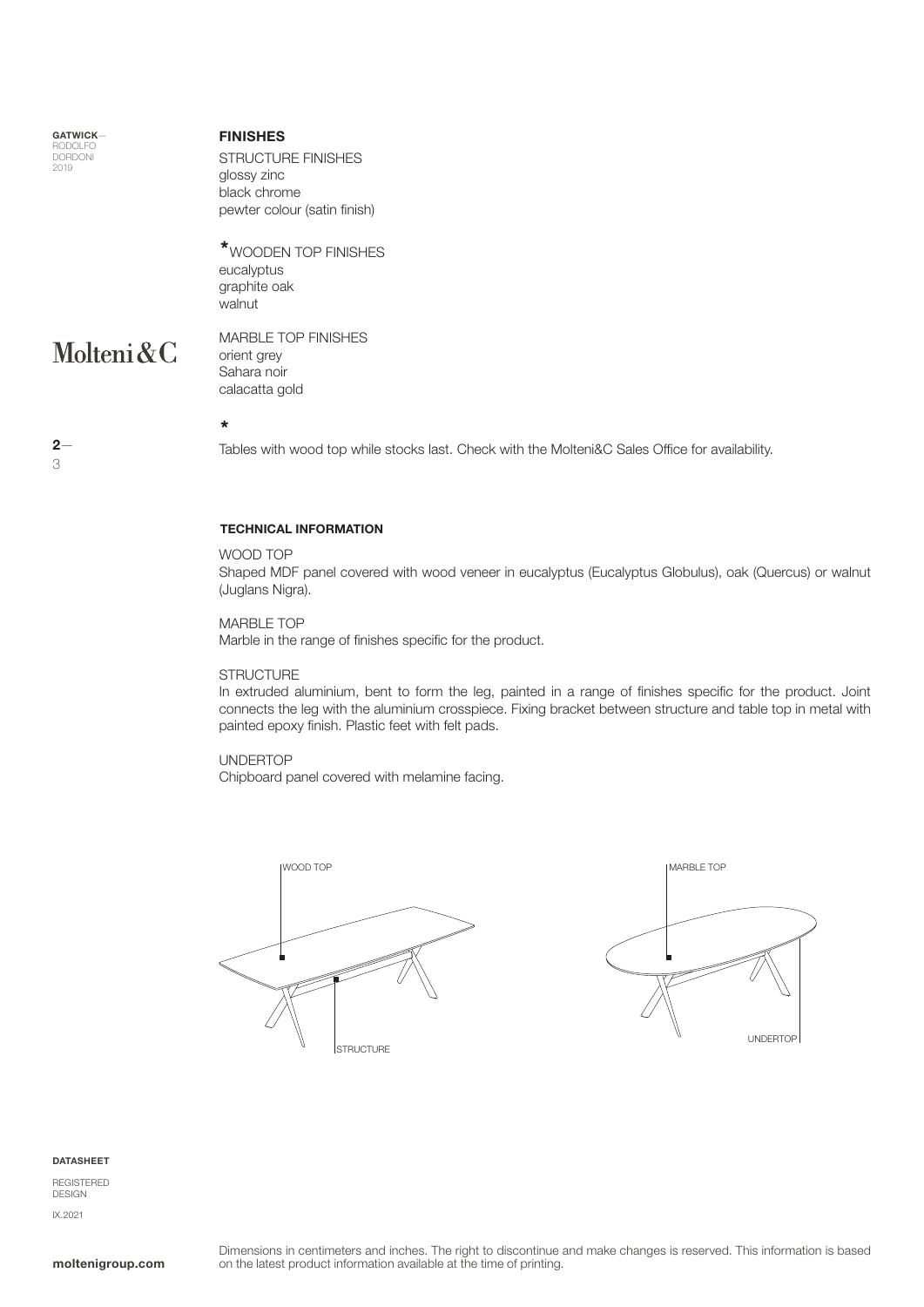## FINISHES

STRUCTURE FINISHES
glossy zinc
black chrome
pewter colour (satin finish)

*WOODEN TOP FINISHES
eucalyptus
graphite oak
walnut

MARBLE TOP FINISHES
orient grey
Sahara noir
calacatta gold

*
Tables with wood top while stocks last. Check with the Molteni&C Sales Office for availability.

## TECHNICAL INFORMATION

WOOD TOP
Shaped MDF panel covered with wood veneer in eucalyptus (Eucalyptus Globulus), oak (Quercus) or walnut (Juglans Nigra).

MARBLE TOP
Marble in the range of finishes specific for the product.

STRUCTURE
In extruded aluminium, bent to form the leg, painted in a range of finishes specific for the product. Joint connects the leg with the aluminium crosspiece. Fixing bracket between structure and table top in metal with painted epoxy finish. Plastic feet with felt pads.

UNDERTOP
Chipboard panel covered with melamine facing.

WOOD TOP

STRUCTURE

MARBLE TOP

UNDERTOP

Dimensions in centimeters and inches. The right to discontinue and make changes is reserved. This information is based on the latest product information available at the time of printing.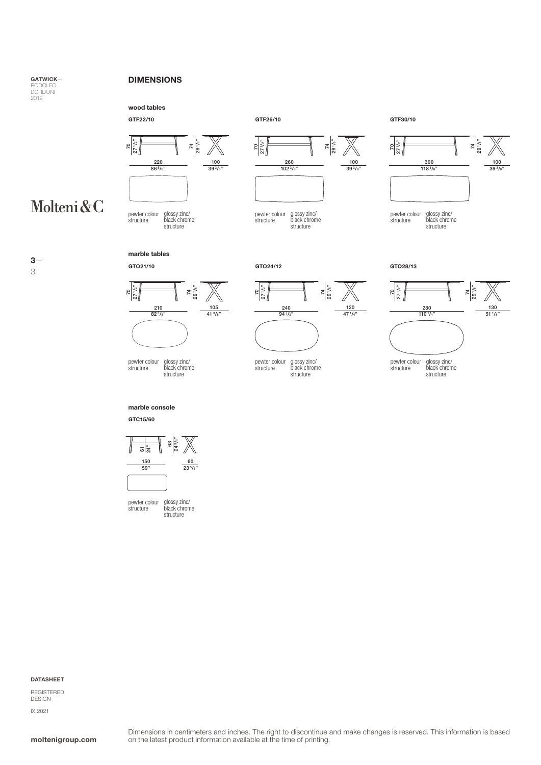GATWICK— RODOLFO DORDONI 2019

Molteni&C

## DIMENSIONS

### wood tables

**GTF22/10**

70
27 1/2"
74
29 1/8"
220
86 5/8"
100
39 3/8"

pewter colour structure
glossy zinc/ black chrome structure

**GTF26/10**

70
27 1/2"
74
29 1/8"
260
102 3/8"
100
39 3/8"

pewter colour structure
glossy zinc/ black chrome structure

**GTF30/10**

70
27 1/2"
74
29 1/8"
300
118 1/8"
100
39 3/8"

pewter colour structure
glossy zinc/ black chrome structure

### marble tables

**GTO21/10**

70
27 1/2"
74
29 1/8"
210
82 5/8"
105
41 3/8"

pewter colour structure
glossy zinc/ black chrome structure

**GTO24/12**

70
27 1/2"
74
29 1/8"
240
94 1/2"
120
47 1/4"

pewter colour structure
glossy zinc/ black chrome structure

**GTO28/13**

70
27 1/2"
74
29 1/8"
280
110 1/4"
130
51 1/8"

pewter colour structure
glossy zinc/ black chrome structure

### marble console

**GTC15/60**

61
24"
63
24 3/4"
150
59"
60
23 5/8"

pewter colour structure
glossy zinc/ black chrome structure

**DATASHEET**

REGISTERED DESIGN

IX.2021

**moltenigroup.com**

Dimensions in centimeters and inches. The right to discontinue and make changes is reserved. This information is based on the latest product information available at the time of printing.